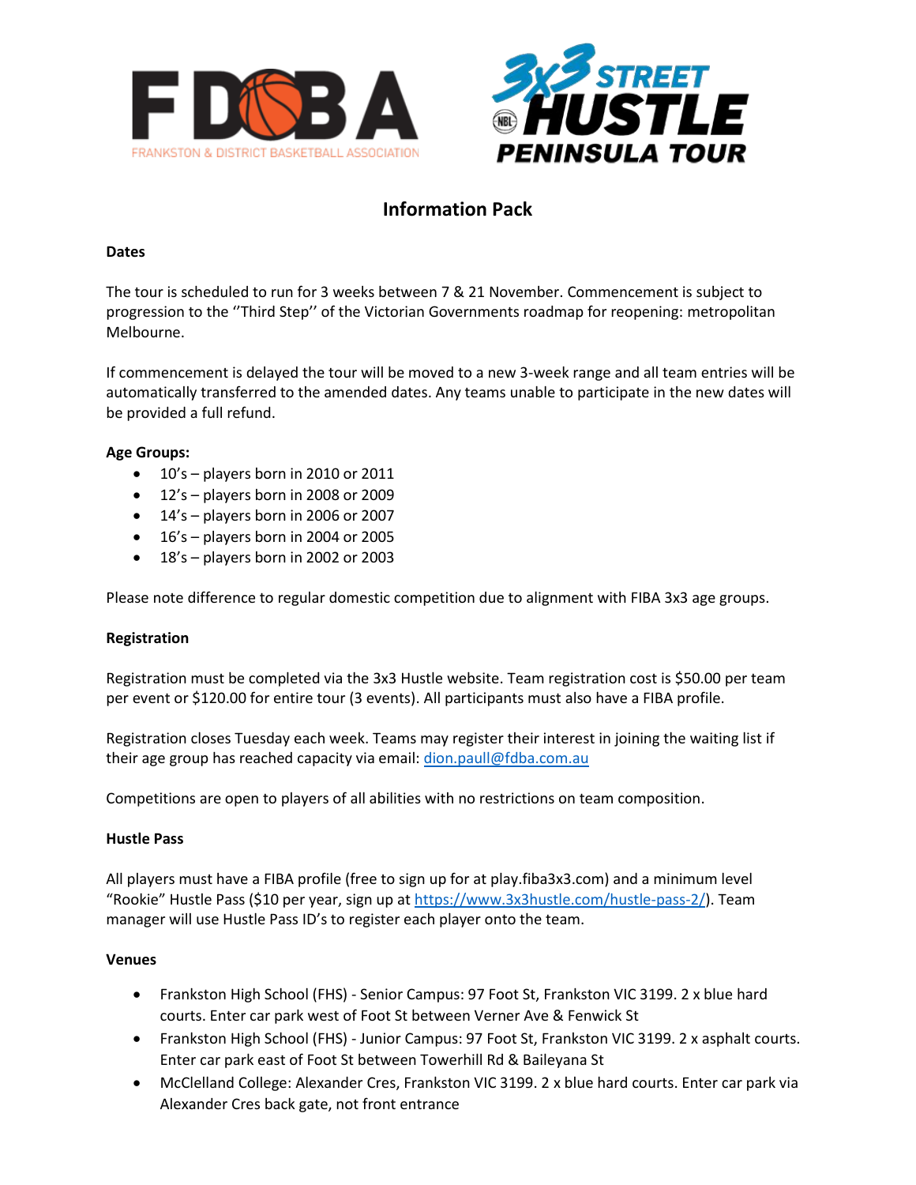FDBA
FRANKSTON & DISTRICT BASKETBALL ASSOCIATION

3x3 STREET HUSTLE PENINSULA TOUR

# Information Pack

**Dates**

The tour is scheduled to run for 3 weeks between 7 & 21 November. Commencement is subject to progression to the ''Third Step'' of the Victorian Governments roadmap for reopening: metropolitan Melbourne.

If commencement is delayed the tour will be moved to a new 3-week range and all team entries will be automatically transferred to the amended dates. Any teams unable to participate in the new dates will be provided a full refund.

**Age Groups:**

- 10's – players born in 2010 or 2011
- 12's – players born in 2008 or 2009
- 14's – players born in 2006 or 2007
- 16's – players born in 2004 or 2005
- 18's – players born in 2002 or 2003

Please note difference to regular domestic competition due to alignment with FIBA 3x3 age groups.

**Registration**

Registration must be completed via the 3x3 Hustle website. Team registration cost is $50.00 per team per event or $120.00 for entire tour (3 events). All participants must also have a FIBA profile.

Registration closes Tuesday each week. Teams may register their interest in joining the waiting list if their age group has reached capacity via email: dion.paull@fdba.com.au

Competitions are open to players of all abilities with no restrictions on team composition.

**Hustle Pass**

All players must have a FIBA profile (free to sign up for at play.fiba3x3.com) and a minimum level "Rookie" Hustle Pass ($10 per year, sign up at https://www.3x3hustle.com/hustle-pass-2/). Team manager will use Hustle Pass ID's to register each player onto the team.

**Venues**

- Frankston High School (FHS) - Senior Campus: 97 Foot St, Frankston VIC 3199. 2 x blue hard courts. Enter car park west of Foot St between Verner Ave & Fenwick St
- Frankston High School (FHS) - Junior Campus: 97 Foot St, Frankston VIC 3199. 2 x asphalt courts. Enter car park east of Foot St between Towerhill Rd & Baileyana St
- McClelland College: Alexander Cres, Frankston VIC 3199. 2 x blue hard courts. Enter car park via Alexander Cres back gate, not front entrance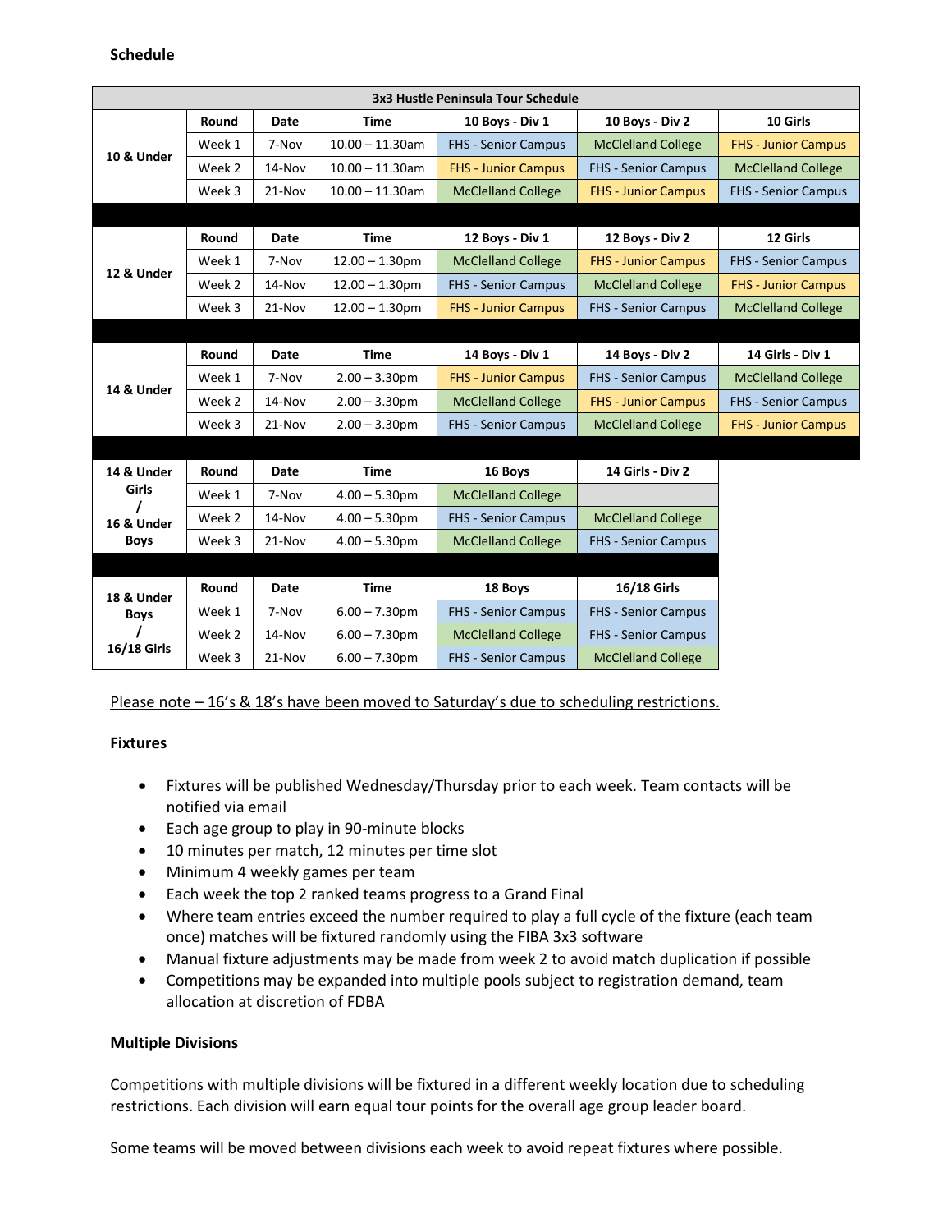## Schedule

| 3x3 Hustle Peninsula Tour Schedule | | | | | | |
|---|---|---|---|---|---|---|
| 10 & Under | Round | Date | Time | 10 Boys - Div 1 | 10 Boys - Div 2 | 10 Girls |
| | Week 1 | 7-Nov | 10.00 – 11.30am | FHS - Senior Campus | McClelland College | FHS - Junior Campus |
| | Week 2 | 14-Nov | 10.00 – 11.30am | FHS - Junior Campus | FHS - Senior Campus | McClelland College |
| | Week 3 | 21-Nov | 10.00 – 11.30am | McClelland College | FHS - Junior Campus | FHS - Senior Campus |
| 12 & Under | Round | Date | Time | 12 Boys - Div 1 | 12 Boys - Div 2 | 12 Girls |
| | Week 1 | 7-Nov | 12.00 – 1.30pm | McClelland College | FHS - Junior Campus | FHS - Senior Campus |
| | Week 2 | 14-Nov | 12.00 – 1.30pm | FHS - Senior Campus | McClelland College | FHS - Junior Campus |
| | Week 3 | 21-Nov | 12.00 – 1.30pm | FHS - Junior Campus | FHS - Senior Campus | McClelland College |
| 14 & Under | Round | Date | Time | 14 Boys - Div 1 | 14 Boys - Div 2 | 14 Girls - Div 1 |
| | Week 1 | 7-Nov | 2.00 – 3.30pm | FHS - Junior Campus | FHS - Senior Campus | McClelland College |
| | Week 2 | 14-Nov | 2.00 – 3.30pm | McClelland College | FHS - Junior Campus | FHS - Senior Campus |
| | Week 3 | 21-Nov | 2.00 – 3.30pm | FHS - Senior Campus | McClelland College | FHS - Junior Campus |
| 14 & Under Girls / 16 & Under Boys | Round | Date | Time | 16 Boys | 14 Girls - Div 2 | |
| | Week 1 | 7-Nov | 4.00 – 5.30pm | McClelland College | | |
| | Week 2 | 14-Nov | 4.00 – 5.30pm | FHS - Senior Campus | McClelland College | |
| | Week 3 | 21-Nov | 4.00 – 5.30pm | McClelland College | FHS - Senior Campus | |
| 18 & Under Boys / 16/18 Girls | Round | Date | Time | 18 Boys | 16/18 Girls | |
| | Week 1 | 7-Nov | 6.00 – 7.30pm | FHS - Senior Campus | FHS - Senior Campus | |
| | Week 2 | 14-Nov | 6.00 – 7.30pm | McClelland College | FHS - Senior Campus | |
| | Week 3 | 21-Nov | 6.00 – 7.30pm | FHS - Senior Campus | McClelland College | |

Please note – 16's & 18's have been moved to Saturday's due to scheduling restrictions.

### Fixtures

- Fixtures will be published Wednesday/Thursday prior to each week. Team contacts will be notified via email
- Each age group to play in 90-minute blocks
- 10 minutes per match, 12 minutes per time slot
- Minimum 4 weekly games per team
- Each week the top 2 ranked teams progress to a Grand Final
- Where team entries exceed the number required to play a full cycle of the fixture (each team once) matches will be fixtured randomly using the FIBA 3x3 software
- Manual fixture adjustments may be made from week 2 to avoid match duplication if possible
- Competitions may be expanded into multiple pools subject to registration demand, team allocation at discretion of FDBA

### Multiple Divisions

Competitions with multiple divisions will be fixtured in a different weekly location due to scheduling restrictions. Each division will earn equal tour points for the overall age group leader board.

Some teams will be moved between divisions each week to avoid repeat fixtures where possible.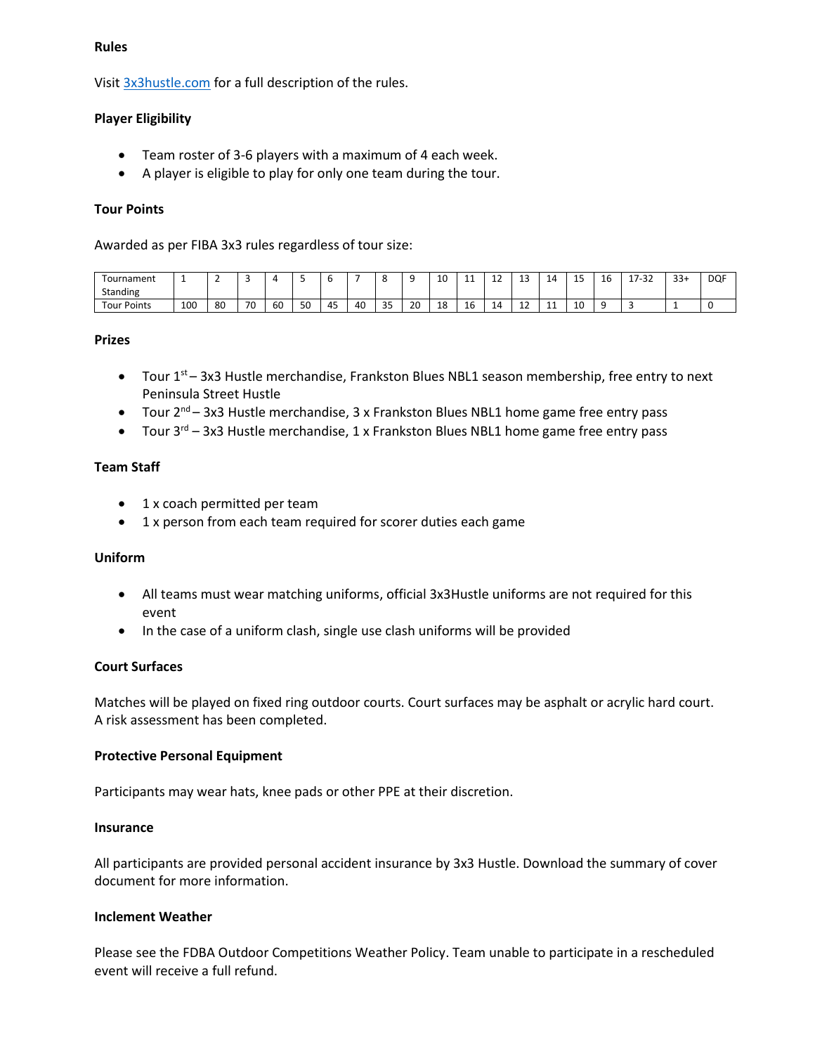**Rules**

Visit 3x3hustle.com for a full description of the rules.

**Player Eligibility**

- Team roster of 3-6 players with a maximum of 4 each week.
- A player is eligible to play for only one team during the tour.

**Tour Points**

Awarded as per FIBA 3x3 rules regardless of tour size:

| Tournament Standing | 1 | 2 | 3 | 4 | 5 | 6 | 7 | 8 | 9 | 10 | 11 | 12 | 13 | 14 | 15 | 16 | 17-32 | 33+ | DQF |
|---|---|---|---|---|---|---|---|---|---|---|---|---|---|---|---|---|---|---|---|
| Tour Points | 100 | 80 | 70 | 60 | 50 | 45 | 40 | 35 | 20 | 18 | 16 | 14 | 12 | 11 | 10 | 9 | 3 | 1 | 0 |

**Prizes**

- Tour 1st – 3x3 Hustle merchandise, Frankston Blues NBL1 season membership, free entry to next Peninsula Street Hustle
- Tour 2nd – 3x3 Hustle merchandise, 3 x Frankston Blues NBL1 home game free entry pass
- Tour 3rd – 3x3 Hustle merchandise, 1 x Frankston Blues NBL1 home game free entry pass

**Team Staff**

- 1 x coach permitted per team
- 1 x person from each team required for scorer duties each game

**Uniform**

- All teams must wear matching uniforms, official 3x3Hustle uniforms are not required for this event
- In the case of a uniform clash, single use clash uniforms will be provided

**Court Surfaces**

Matches will be played on fixed ring outdoor courts. Court surfaces may be asphalt or acrylic hard court. A risk assessment has been completed.

**Protective Personal Equipment**

Participants may wear hats, knee pads or other PPE at their discretion.

**Insurance**

All participants are provided personal accident insurance by 3x3 Hustle. Download the summary of cover document for more information.

**Inclement Weather**

Please see the FDBA Outdoor Competitions Weather Policy. Team unable to participate in a rescheduled event will receive a full refund.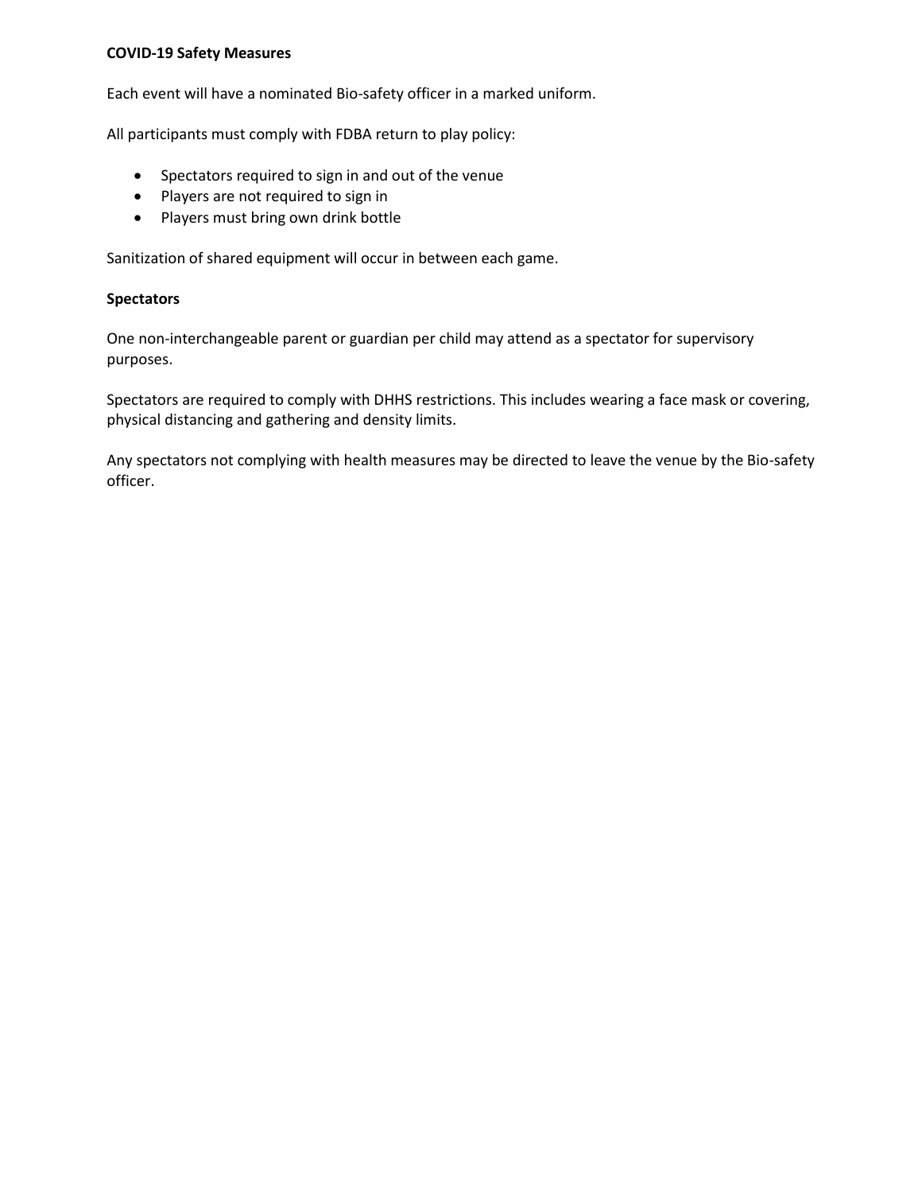**COVID-19 Safety Measures**

Each event will have a nominated Bio-safety officer in a marked uniform.

All participants must comply with FDBA return to play policy:

- Spectators required to sign in and out of the venue
- Players are not required to sign in
- Players must bring own drink bottle

Sanitization of shared equipment will occur in between each game.

**Spectators**

One non-interchangeable parent or guardian per child may attend as a spectator for supervisory purposes.

Spectators are required to comply with DHHS restrictions. This includes wearing a face mask or covering, physical distancing and gathering and density limits.

Any spectators not complying with health measures may be directed to leave the venue by the Bio-safety officer.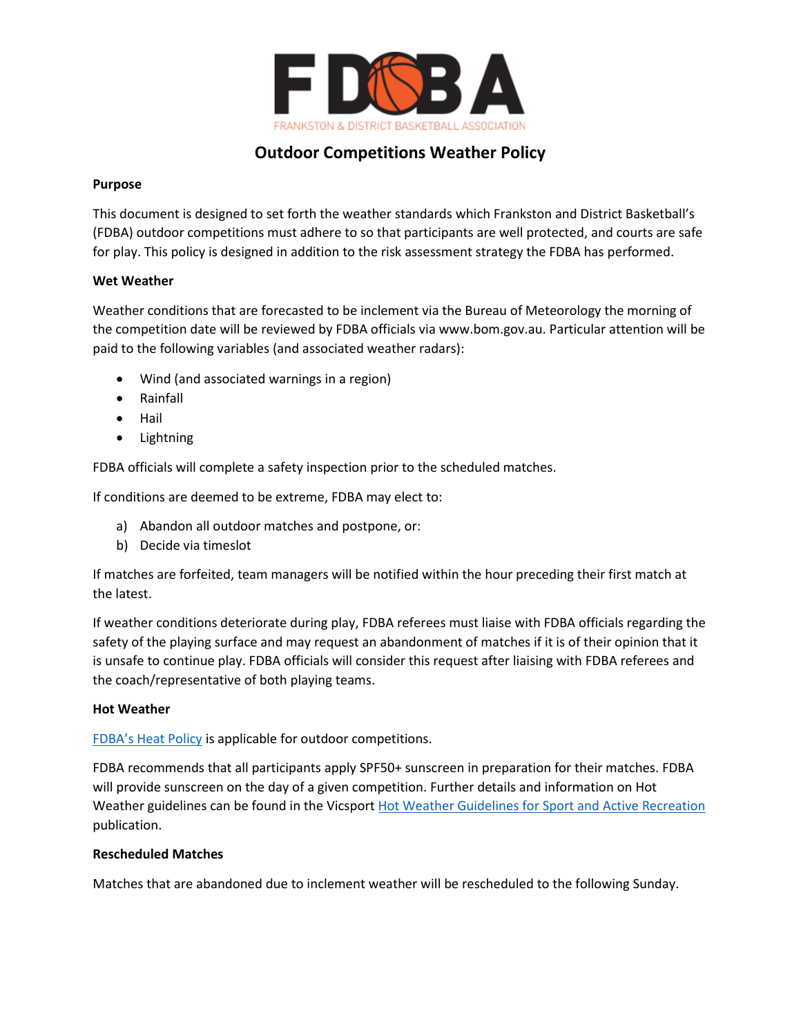FRANKSTON & DISTRICT BASKETBALL ASSOCIATION

# Outdoor Competitions Weather Policy

**Purpose**

This document is designed to set forth the weather standards which Frankston and District Basketball's (FDBA) outdoor competitions must adhere to so that participants are well protected, and courts are safe for play. This policy is designed in addition to the risk assessment strategy the FDBA has performed.

**Wet Weather**

Weather conditions that are forecasted to be inclement via the Bureau of Meteorology the morning of the competition date will be reviewed by FDBA officials via www.bom.gov.au. Particular attention will be paid to the following variables (and associated weather radars):

- Wind (and associated warnings in a region)
- Rainfall
- Hail
- Lightning

FDBA officials will complete a safety inspection prior to the scheduled matches.

If conditions are deemed to be extreme, FDBA may elect to:

a) Abandon all outdoor matches and postpone, or:
b) Decide via timeslot

If matches are forfeited, team managers will be notified within the hour preceding their first match at the latest.

If weather conditions deteriorate during play, FDBA referees must liaise with FDBA officials regarding the safety of the playing surface and may request an abandonment of matches if it is of their opinion that it is unsafe to continue play. FDBA officials will consider this request after liaising with FDBA referees and the coach/representative of both playing teams.

**Hot Weather**

FDBA's Heat Policy is applicable for outdoor competitions.

FDBA recommends that all participants apply SPF50+ sunscreen in preparation for their matches. FDBA will provide sunscreen on the day of a given competition. Further details and information on Hot Weather guidelines can be found in the Vicsport Hot Weather Guidelines for Sport and Active Recreation publication.

**Rescheduled Matches**

Matches that are abandoned due to inclement weather will be rescheduled to the following Sunday.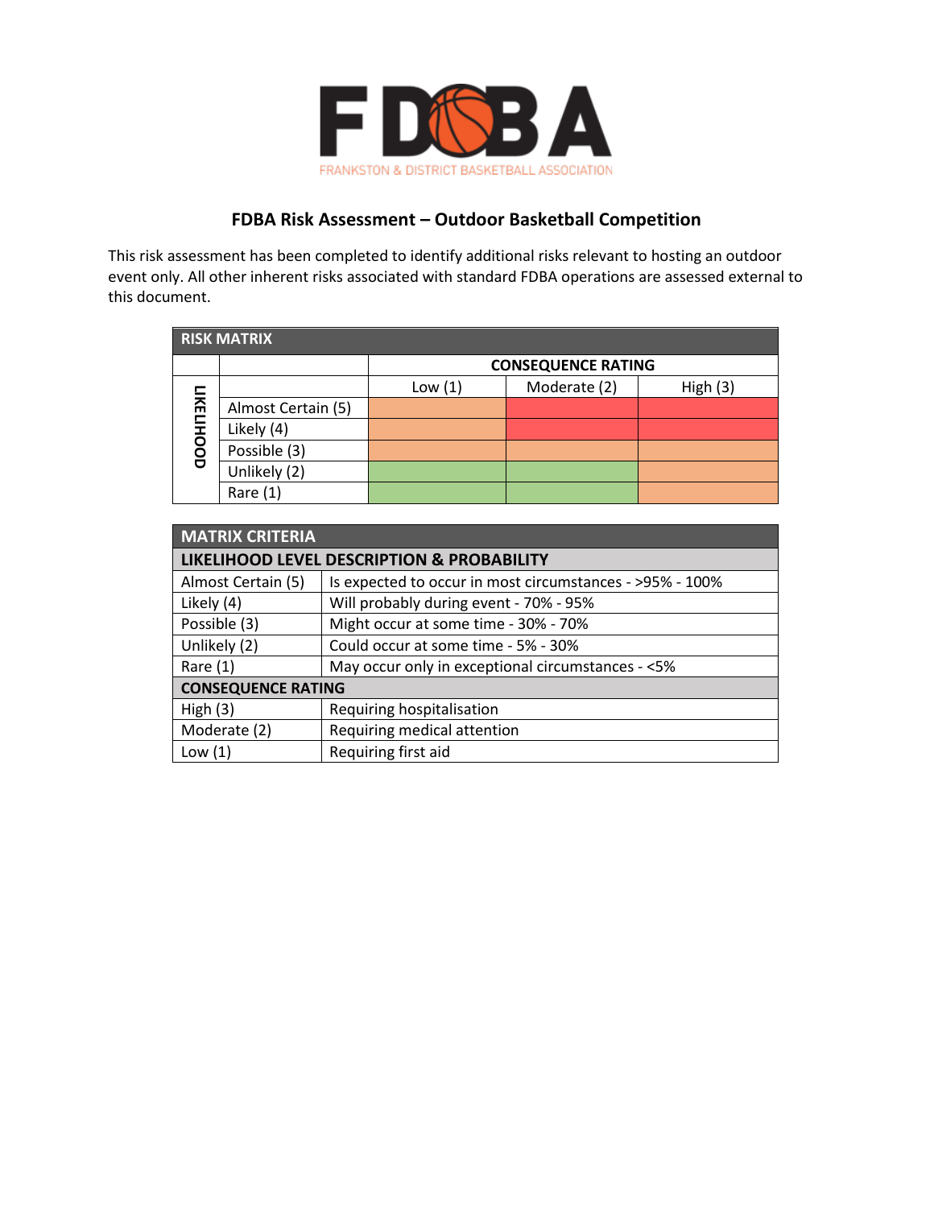**FDBA Risk Assessment – Outdoor Basketball Competition**

This risk assessment has been completed to identify additional risks relevant to hosting an outdoor event only. All other inherent risks associated with standard FDBA operations are assessed external to this document.

| RISK MATRIX | | | | |
|---|---|---|---|---|
| | | CONSEQUENCE RATING | | |
| | | Low (1) | Moderate (2) | High (3) |
| LIKELIHOOD | Almost Certain (5) | | | |
| | Likely (4) | | | |
| | Possible (3) | | | |
| | Unlikely (2) | | | |
| | Rare (1) | | | |

| MATRIX CRITERIA | |
|---|---|
| **LIKELIHOOD LEVEL DESCRIPTION & PROBABILITY** | |
| Almost Certain (5) | Is expected to occur in most circumstances - >95% - 100% |
| Likely (4) | Will probably during event - 70% - 95% |
| Possible (3) | Might occur at some time - 30% - 70% |
| Unlikely (2) | Could occur at some time - 5% - 30% |
| Rare (1) | May occur only in exceptional circumstances - <5% |
| **CONSEQUENCE RATING** | |
| High (3) | Requiring hospitalisation |
| Moderate (2) | Requiring medical attention |
| Low (1) | Requiring first aid |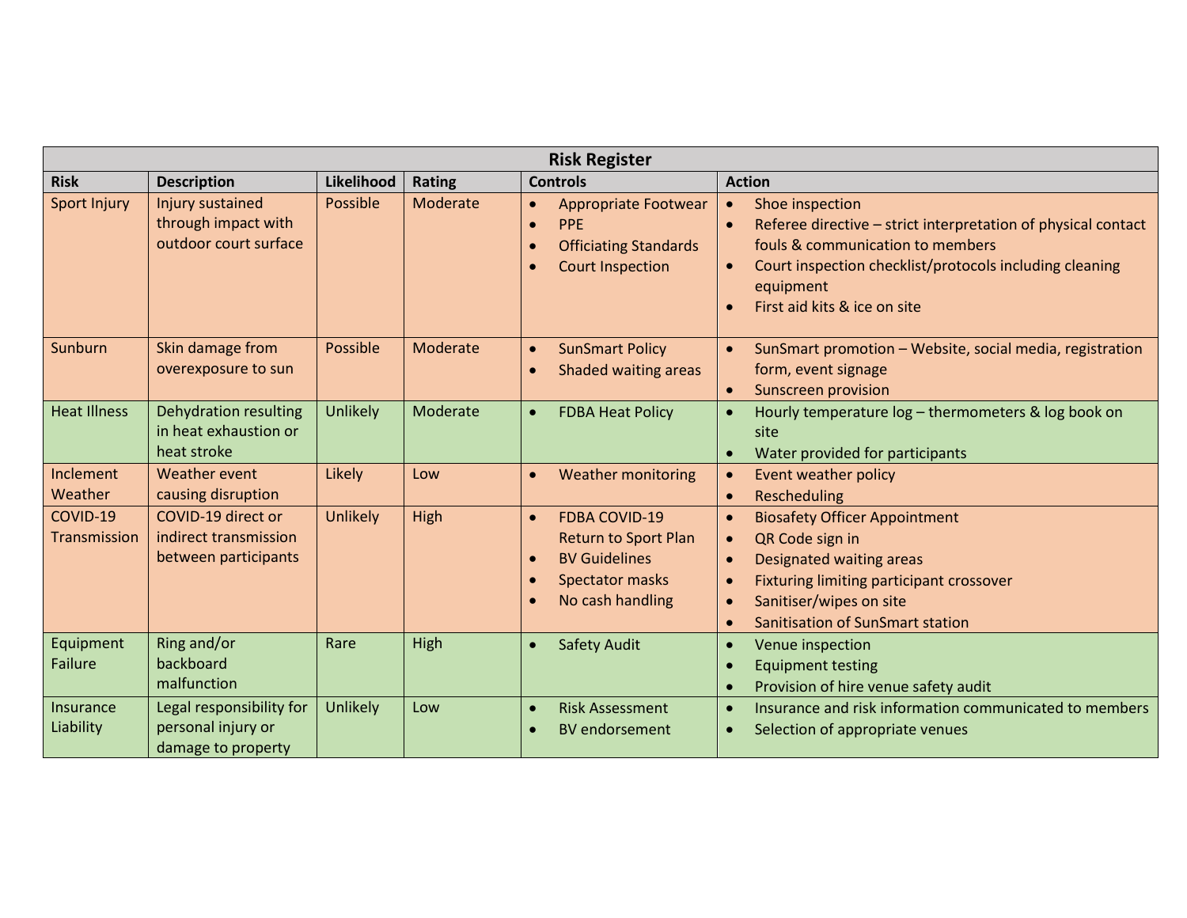## Risk Register

| Risk | Description | Likelihood | Rating | Controls | Action |
|---|---|---|---|---|---|
| Sport Injury | Injury sustained through impact with outdoor court surface | Possible | Moderate | • Appropriate Footwear<br>• PPE<br>• Officiating Standards<br>• Court Inspection | • Shoe inspection<br>• Referee directive – strict interpretation of physical contact fouls & communication to members<br>• Court inspection checklist/protocols including cleaning equipment<br>• First aid kits & ice on site |
| Sunburn | Skin damage from overexposure to sun | Possible | Moderate | • SunSmart Policy<br>• Shaded waiting areas | • SunSmart promotion – Website, social media, registration form, event signage<br>• Sunscreen provision |
| Heat Illness | Dehydration resulting in heat exhaustion or heat stroke | Unlikely | Moderate | • FDBA Heat Policy | • Hourly temperature log – thermometers & log book on site<br>• Water provided for participants |
| Inclement Weather | Weather event causing disruption | Likely | Low | • Weather monitoring | • Event weather policy<br>• Rescheduling |
| COVID-19 Transmission | COVID-19 direct or indirect transmission between participants | Unlikely | High | • FDBA COVID-19 Return to Sport Plan<br>• BV Guidelines<br>• Spectator masks<br>• No cash handling | • Biosafety Officer Appointment<br>• QR Code sign in<br>• Designated waiting areas<br>• Fixturing limiting participant crossover<br>• Sanitiser/wipes on site<br>• Sanitisation of SunSmart station |
| Equipment Failure | Ring and/or backboard malfunction | Rare | High | • Safety Audit | • Venue inspection<br>• Equipment testing<br>• Provision of hire venue safety audit |
| Insurance Liability | Legal responsibility for personal injury or damage to property | Unlikely | Low | • Risk Assessment<br>• BV endorsement | • Insurance and risk information communicated to members<br>• Selection of appropriate venues |